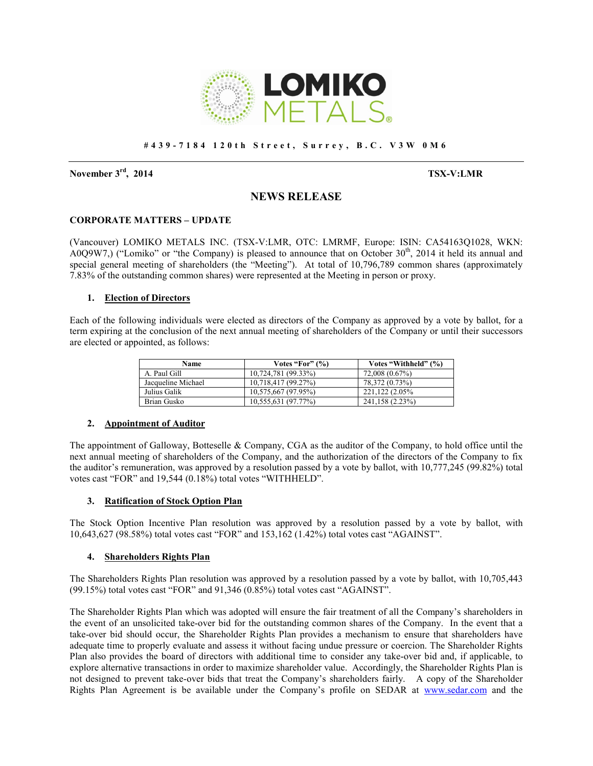# LOMIKO METALS

**#439-7184 120th Street, Surrey, B.C. V3W 0M6**

**November 3rd, 2014** **TSX-V:LMR**

## NEWS RELEASE

**CORPORATE MATTERS – UPDATE**

(Vancouver) LOMIKO METALS INC. (TSX-V:LMR, OTC: LMRMF, Europe: ISIN: CA54163Q1028, WKN: A0Q9W7,) ("Lomiko" or "the Company) is pleased to announce that on October 30th, 2014 it held its annual and special general meeting of shareholders (the "Meeting"). At total of 10,796,789 common shares (approximately 7.83% of the outstanding common shares) were represented at the Meeting in person or proxy.

### 1. Election of Directors

Each of the following individuals were elected as directors of the Company as approved by a vote by ballot, for a term expiring at the conclusion of the next annual meeting of shareholders of the Company or until their successors are elected or appointed, as follows:

| Name | Votes "For" (%) | Votes "Withheld" (%) |
|---|---|---|
| A. Paul Gill | 10,724,781 (99.33%) | 72,008 (0.67%) |
| Jacqueline Michael | 10,718,417 (99.27%) | 78,372 (0.73%) |
| Julius Galik | 10,575,667 (97.95%) | 221,122 (2.05% |
| Brian Gusko | 10,555,631 (97.77%) | 241,158 (2.23%) |

### 2. Appointment of Auditor

The appointment of Galloway, Botteselle & Company, CGA as the auditor of the Company, to hold office until the next annual meeting of shareholders of the Company, and the authorization of the directors of the Company to fix the auditor's remuneration, was approved by a resolution passed by a vote by ballot, with 10,777,245 (99.82%) total votes cast "FOR" and 19,544 (0.18%) total votes "WITHHELD".

### 3. Ratification of Stock Option Plan

The Stock Option Incentive Plan resolution was approved by a resolution passed by a vote by ballot, with 10,643,627 (98.58%) total votes cast "FOR" and 153,162 (1.42%) total votes cast "AGAINST".

### 4. Shareholders Rights Plan

The Shareholders Rights Plan resolution was approved by a resolution passed by a vote by ballot, with 10,705,443 (99.15%) total votes cast "FOR" and 91,346 (0.85%) total votes cast "AGAINST".

The Shareholder Rights Plan which was adopted will ensure the fair treatment of all the Company's shareholders in the event of an unsolicited take-over bid for the outstanding common shares of the Company. In the event that a take-over bid should occur, the Shareholder Rights Plan provides a mechanism to ensure that shareholders have adequate time to properly evaluate and assess it without facing undue pressure or coercion. The Shareholder Rights Plan also provides the board of directors with additional time to consider any take-over bid and, if applicable, to explore alternative transactions in order to maximize shareholder value. Accordingly, the Shareholder Rights Plan is not designed to prevent take-over bids that treat the Company's shareholders fairly. A copy of the Shareholder Rights Plan Agreement is be available under the Company's profile on SEDAR at [www.sedar.com](http://www.sedar.com) and the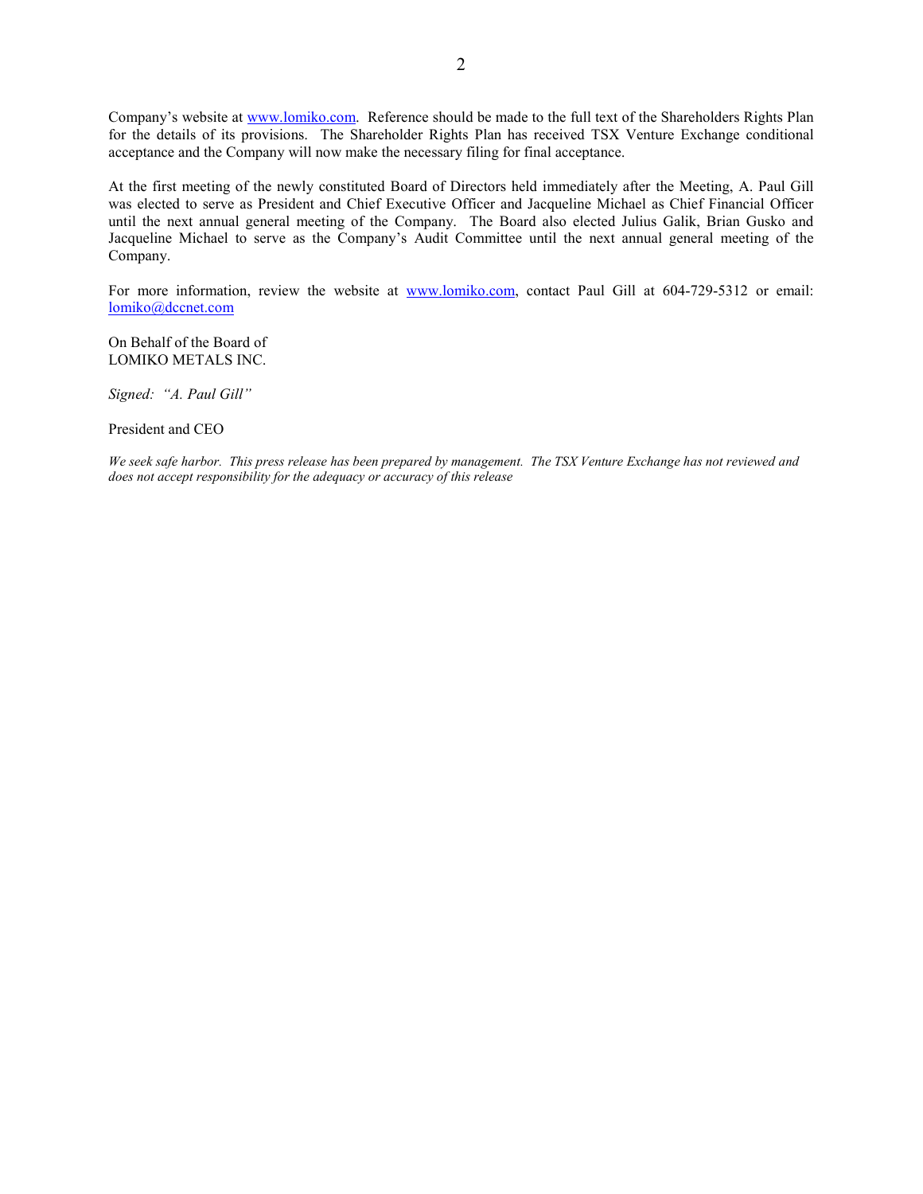Company's website at www.lomiko.com. Reference should be made to the full text of the Shareholders Rights Plan for the details of its provisions. The Shareholder Rights Plan has received TSX Venture Exchange conditional acceptance and the Company will now make the necessary filing for final acceptance.

At the first meeting of the newly constituted Board of Directors held immediately after the Meeting, A. Paul Gill was elected to serve as President and Chief Executive Officer and Jacqueline Michael as Chief Financial Officer until the next annual general meeting of the Company. The Board also elected Julius Galik, Brian Gusko and Jacqueline Michael to serve as the Company's Audit Committee until the next annual general meeting of the Company.

For more information, review the website at www.lomiko.com, contact Paul Gill at 604-729-5312 or email: lomiko@dccnet.com

On Behalf of the Board of
LOMIKO METALS INC.

*Signed: "A. Paul Gill"*

President and CEO

*We seek safe harbor. This press release has been prepared by management. The TSX Venture Exchange has not reviewed and does not accept responsibility for the adequacy or accuracy of this release*